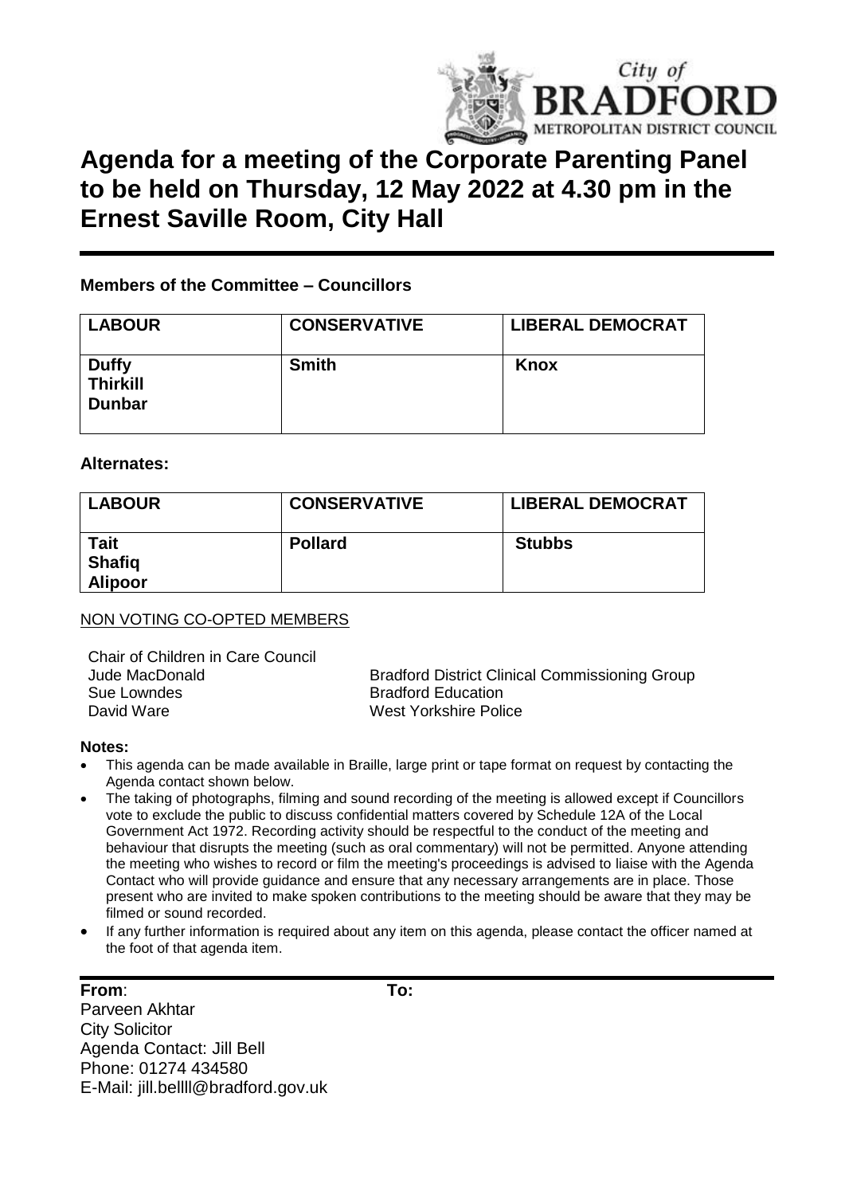# Agenda for a meeting of the Corporate Parenting Panel to be held on Thursday, 12 May 2022 at 4.30 pm in the Ernest Saville Room, City Hall

### Members of the Committee – Councillors

| LABOUR | CONSERVATIVE | LIBERAL DEMOCRAT |
|---|---|---|
| **Duffy**<br>**Thirkill**<br>**Dunbar** | **Smith** | **Knox** |

### Alternates:

| LABOUR | CONSERVATIVE | LIBERAL DEMOCRAT |
|---|---|---|
| **Tait**<br>**Shafiq**<br>**Alipoor** | **Pollard** | **Stubbs** |

NON VOTING CO-OPTED MEMBERS

Chair of Children in Care Council
Jude MacDonald — Bradford District Clinical Commissioning Group
Sue Lowndes — Bradford Education
David Ware — West Yorkshire Police

### Notes:

- This agenda can be made available in Braille, large print or tape format on request by contacting the Agenda contact shown below.
- The taking of photographs, filming and sound recording of the meeting is allowed except if Councillors vote to exclude the public to discuss confidential matters covered by Schedule 12A of the Local Government Act 1972. Recording activity should be respectful to the conduct of the meeting and behaviour that disrupts the meeting (such as oral commentary) will not be permitted. Anyone attending the meeting who wishes to record or film the meeting's proceedings is advised to liaise with the Agenda Contact who will provide guidance and ensure that any necessary arrangements are in place. Those present who are invited to make spoken contributions to the meeting should be aware that they may be filmed or sound recorded.
- If any further information is required about any item on this agenda, please contact the officer named at the foot of that agenda item.

**From**:
Parveen Akhtar
City Solicitor
Agenda Contact: Jill Bell
Phone: 01274 434580
E-Mail: jill.bellll@bradford.gov.uk

**To:**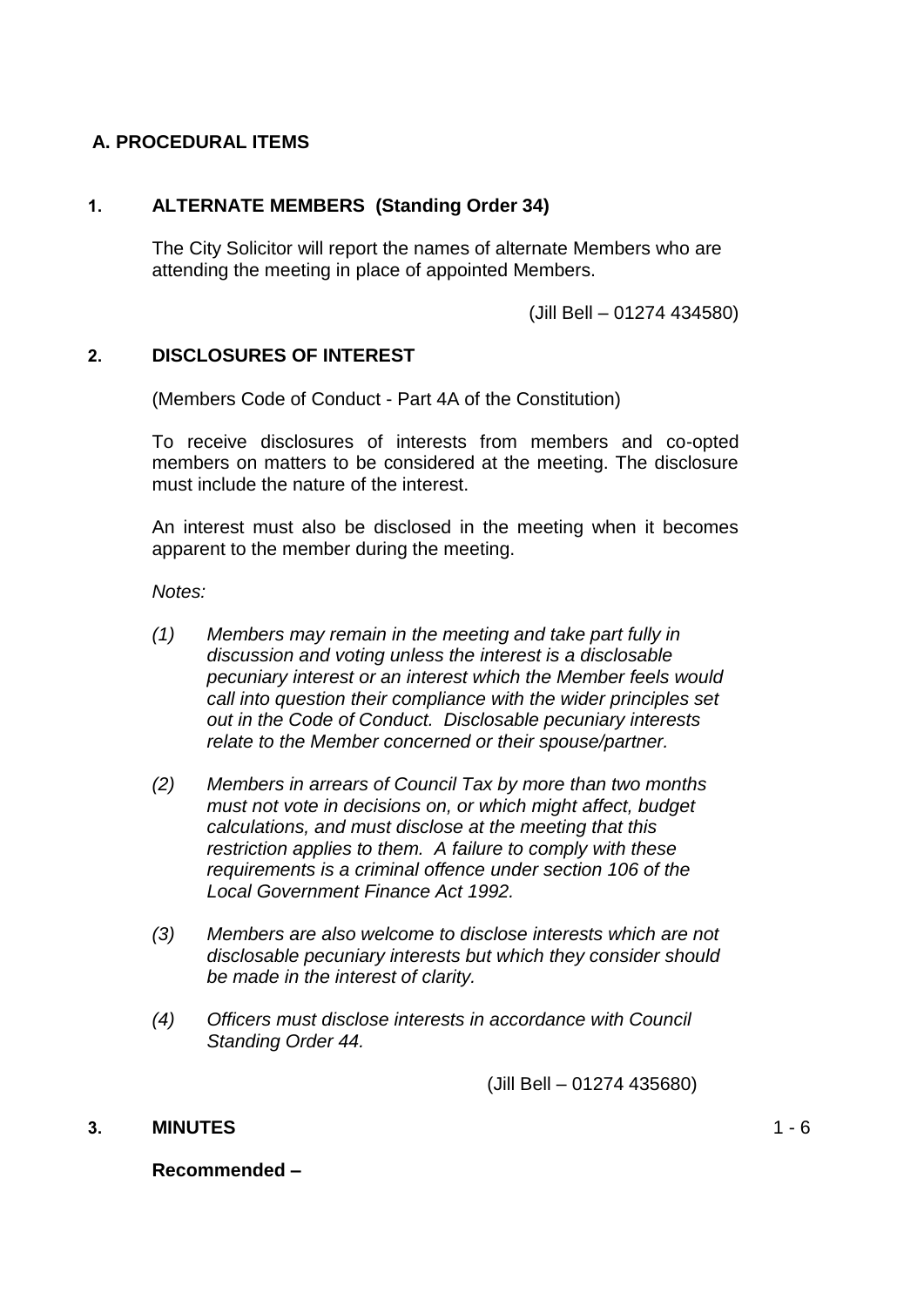## A. PROCEDURAL ITEMS

### 1. ALTERNATE MEMBERS (Standing Order 34)

The City Solicitor will report the names of alternate Members who are attending the meeting in place of appointed Members.

(Jill Bell – 01274 434580)

### 2. DISCLOSURES OF INTEREST

(Members Code of Conduct - Part 4A of the Constitution)

To receive disclosures of interests from members and co-opted members on matters to be considered at the meeting. The disclosure must include the nature of the interest.

An interest must also be disclosed in the meeting when it becomes apparent to the member during the meeting.

*Notes:*

*(1) Members may remain in the meeting and take part fully in discussion and voting unless the interest is a disclosable pecuniary interest or an interest which the Member feels would call into question their compliance with the wider principles set out in the Code of Conduct. Disclosable pecuniary interests relate to the Member concerned or their spouse/partner.*

*(2) Members in arrears of Council Tax by more than two months must not vote in decisions on, or which might affect, budget calculations, and must disclose at the meeting that this restriction applies to them. A failure to comply with these requirements is a criminal offence under section 106 of the Local Government Finance Act 1992.*

*(3) Members are also welcome to disclose interests which are not disclosable pecuniary interests but which they consider should be made in the interest of clarity.*

*(4) Officers must disclose interests in accordance with Council Standing Order 44.*

(Jill Bell – 01274 435680)

### 3. MINUTES 1 - 6

**Recommended –**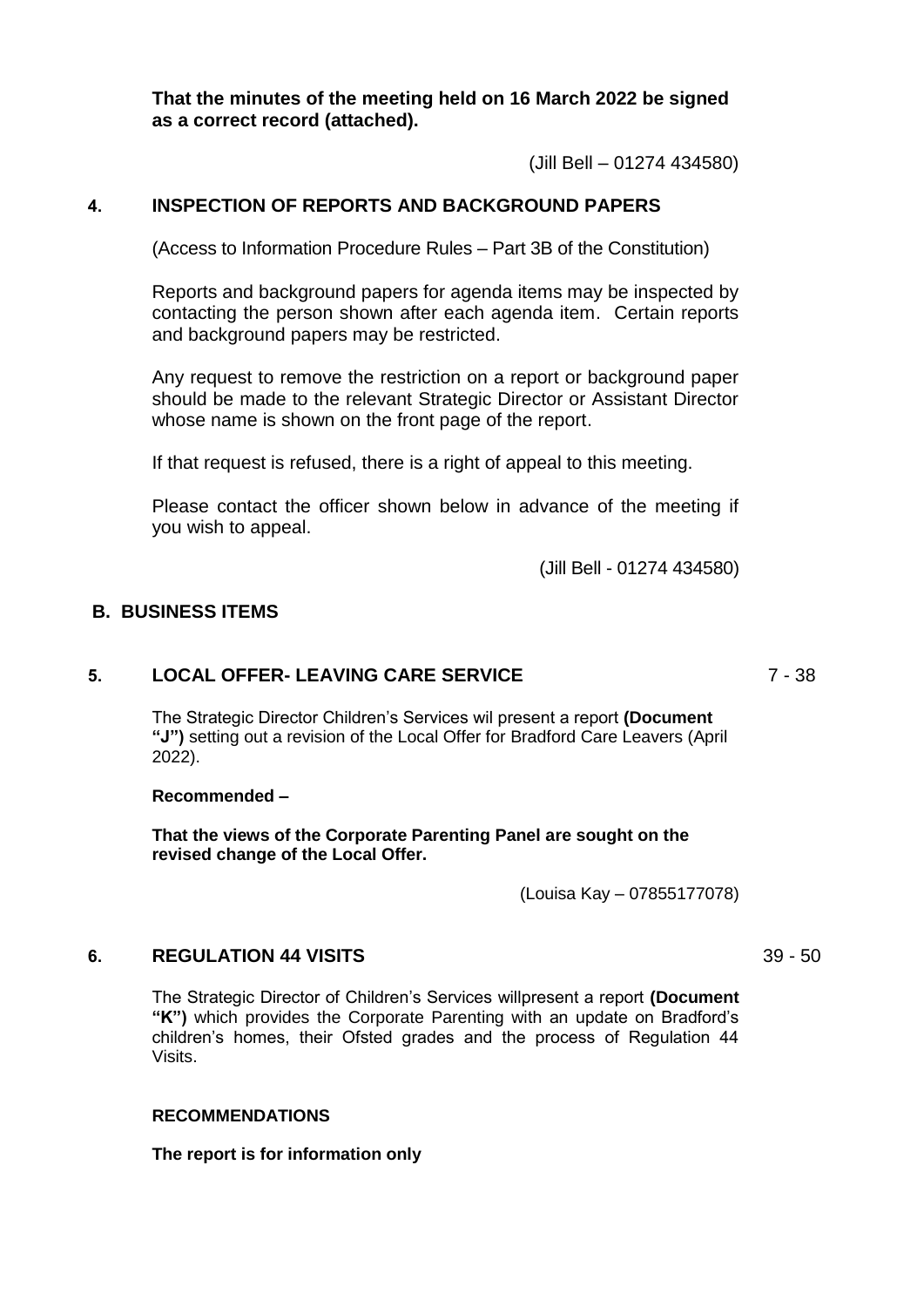**That the minutes of the meeting held on 16 March 2022 be signed as a correct record (attached).**

(Jill Bell – 01274 434580)

## 4. INSPECTION OF REPORTS AND BACKGROUND PAPERS

(Access to Information Procedure Rules – Part 3B of the Constitution)

Reports and background papers for agenda items may be inspected by contacting the person shown after each agenda item. Certain reports and background papers may be restricted.

Any request to remove the restriction on a report or background paper should be made to the relevant Strategic Director or Assistant Director whose name is shown on the front page of the report.

If that request is refused, there is a right of appeal to this meeting.

Please contact the officer shown below in advance of the meeting if you wish to appeal.

(Jill Bell - 01274 434580)

# B. BUSINESS ITEMS

## 5. LOCAL OFFER- LEAVING CARE SERVICE — 7 - 38

The Strategic Director Children's Services wil present a report **(Document "J")** setting out a revision of the Local Offer for Bradford Care Leavers (April 2022).

**Recommended –**

**That the views of the Corporate Parenting Panel are sought on the revised change of the Local Offer.**

(Louisa Kay – 07855177078)

## 6. REGULATION 44 VISITS — 39 - 50

The Strategic Director of Children's Services willpresent a report **(Document "K")** which provides the Corporate Parenting with an update on Bradford's children's homes, their Ofsted grades and the process of Regulation 44 Visits.

**RECOMMENDATIONS**

**The report is for information only**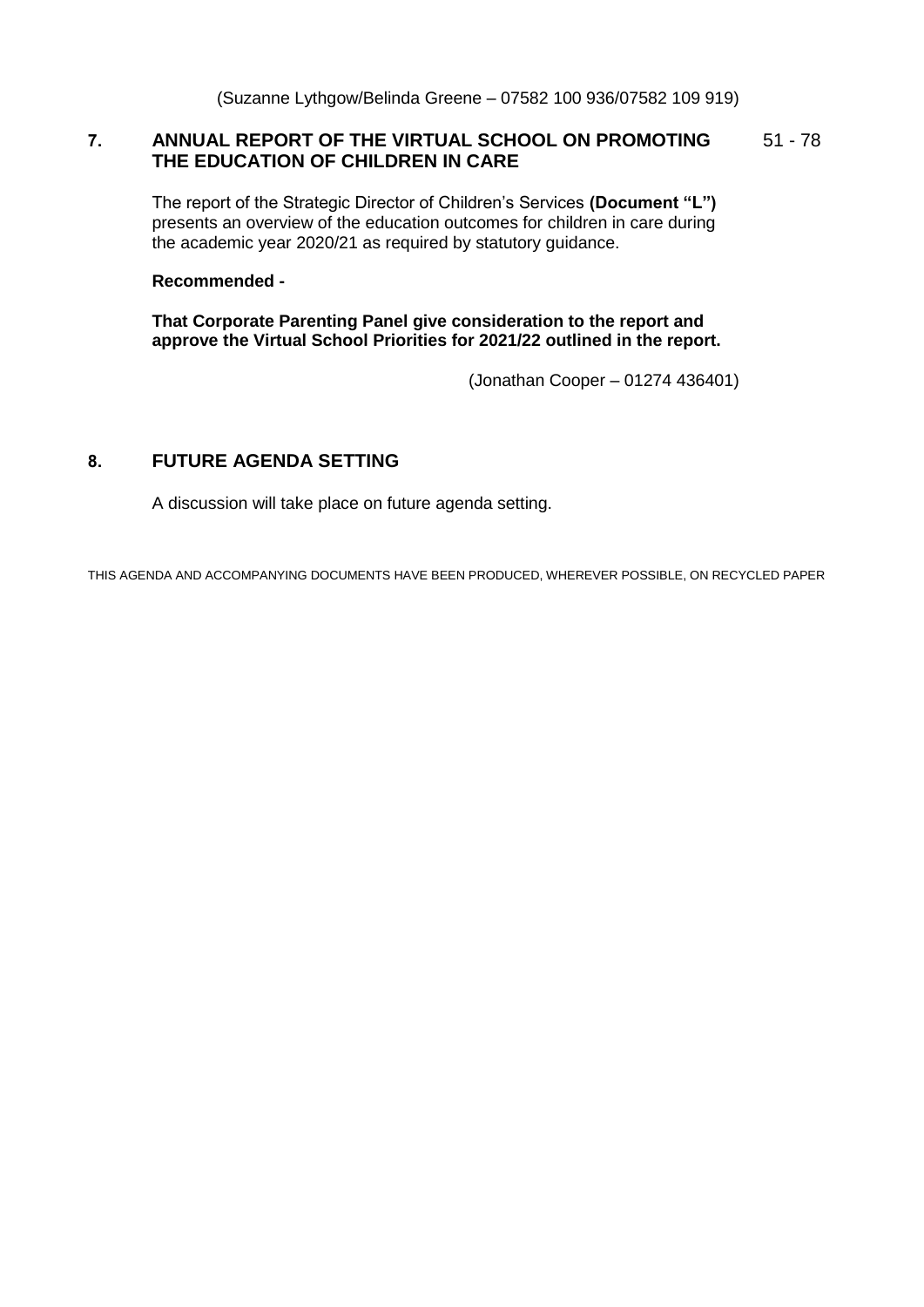(Suzanne Lythgow/Belinda Greene – 07582 100 936/07582 109 919)

## 7. ANNUAL REPORT OF THE VIRTUAL SCHOOL ON PROMOTING THE EDUCATION OF CHILDREN IN CARE

51 - 78

The report of the Strategic Director of Children's Services **(Document "L")** presents an overview of the education outcomes for children in care during the academic year 2020/21 as required by statutory guidance.

**Recommended -**

**That Corporate Parenting Panel give consideration to the report and approve the Virtual School Priorities for 2021/22 outlined in the report.**

(Jonathan Cooper – 01274 436401)

## 8. FUTURE AGENDA SETTING

A discussion will take place on future agenda setting.

THIS AGENDA AND ACCOMPANYING DOCUMENTS HAVE BEEN PRODUCED, WHEREVER POSSIBLE, ON RECYCLED PAPER